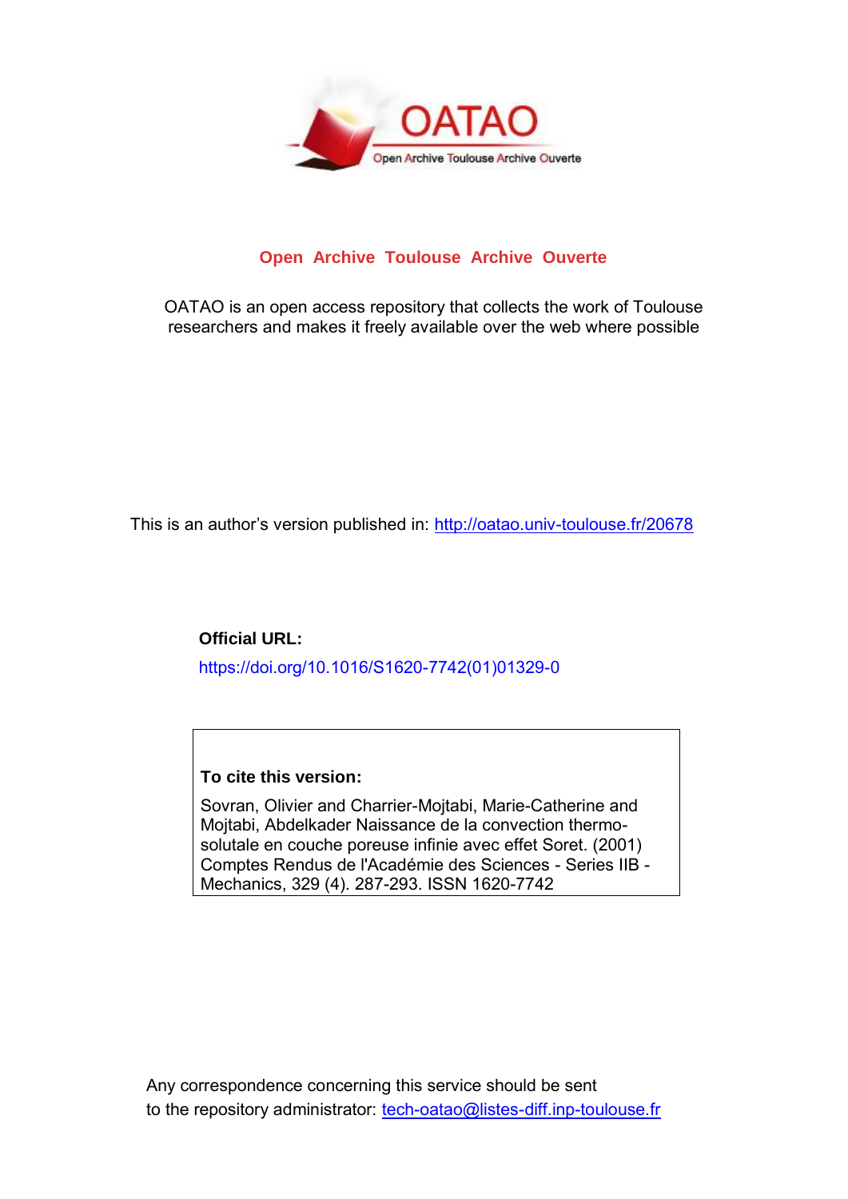**Open Archive Toulouse Archive Ouverte**

OATAO is an open access repository that collects the work of Toulouse researchers and makes it freely available over the web where possible

This is an author's version published in: http://oatao.univ-toulouse.fr/20678

**Official URL:**

https://doi.org/10.1016/S1620-7742(01)01329-0

**To cite this version:**

Sovran, Olivier and Charrier-Mojtabi, Marie-Catherine and Mojtabi, Abdelkader Naissance de la convection thermo-solutale en couche poreuse infinie avec effet Soret. (2001) Comptes Rendus de l'Académie des Sciences - Series IIB - Mechanics, 329 (4). 287-293. ISSN 1620-7742

Any correspondence concerning this service should be sent to the repository administrator: tech-oatao@listes-diff.inp-toulouse.fr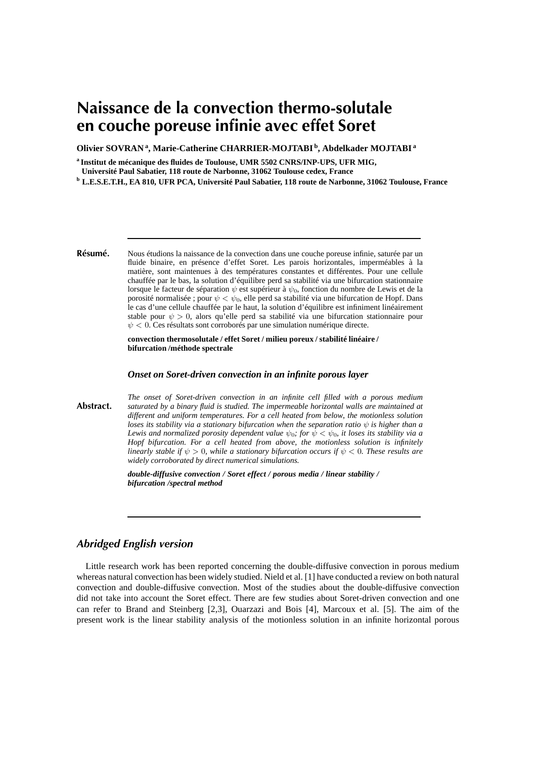# Naissance de la convection thermo-solutale en couche poreuse infinie avec effet Soret

**Olivier SOVRAN [a], Marie-Catherine CHARRIER-MOJTABI [b], Abdelkader MOJTABI [a]**

[a] **Institut de mécanique des fluides de Toulouse, UMR 5502 CNRS/INP-UPS, UFR MIG, Université Paul Sabatier, 118 route de Narbonne, 31062 Toulouse cedex, France**

[b] **L.E.S.E.T.H., EA 810, UFR PCA, Université Paul Sabatier, 118 route de Narbonne, 31062 Toulouse, France**

---

**Résumé.** Nous étudions la naissance de la convection dans une couche poreuse infinie, saturée par un fluide binaire, en présence d'effet Soret. Les parois horizontales, imperméables à la matière, sont maintenues à des températures constantes et différentes. Pour une cellule chauffée par le bas, la solution d'équilibre perd sa stabilité via une bifurcation stationnaire lorsque le facteur de séparation $\psi$ est supérieur à $\psi_0$, fonction du nombre de Lewis et de la porosité normalisée ; pour $\psi < \psi_0$, elle perd sa stabilité via une bifurcation de Hopf. Dans le cas d'une cellule chauffée par le haut, la solution d'équilibre est infiniment linéairement stable pour $\psi > 0$, alors qu'elle perd sa stabilité via une bifurcation stationnaire pour $\psi < 0$. Ces résultats sont corroborés par une simulation numérique directe.

**convection thermosolutale / effet Soret / milieu poreux / stabilité linéaire / bifurcation /méthode spectrale**

***Onset on Soret-driven convection in an infinite porous layer***

**Abstract.** *The onset of Soret-driven convection in an infinite cell filled with a porous medium saturated by a binary fluid is studied. The impermeable horizontal walls are maintained at different and uniform temperatures. For a cell heated from below, the motionless solution loses its stability via a stationary bifurcation when the separation ratio $\psi$ is higher than a Lewis and normalized porosity dependent value $\psi_0$; for $\psi < \psi_0$, it loses its stability via a Hopf bifurcation. For a cell heated from above, the motionless solution is infinitely linearly stable if $\psi > 0$, while a stationary bifurcation occurs if $\psi < 0$. These results are widely corroborated by direct numerical simulations.*

***double-diffusive convection / Soret effect / porous media / linear stability / bifurcation /spectral method***

---

## *Abridged English version*

Little research work has been reported concerning the double-diffusive convection in porous medium whereas natural convection has been widely studied. Nield et al. [1] have conducted a review on both natural convection and double-diffusive convection. Most of the studies about the double-diffusive convection did not take into account the Soret effect. There are few studies about Soret-driven convection and one can refer to Brand and Steinberg [2,3], Ouarzazi and Bois [4], Marcoux et al. [5]. The aim of the present work is the linear stability analysis of the motionless solution in an infinite horizontal porous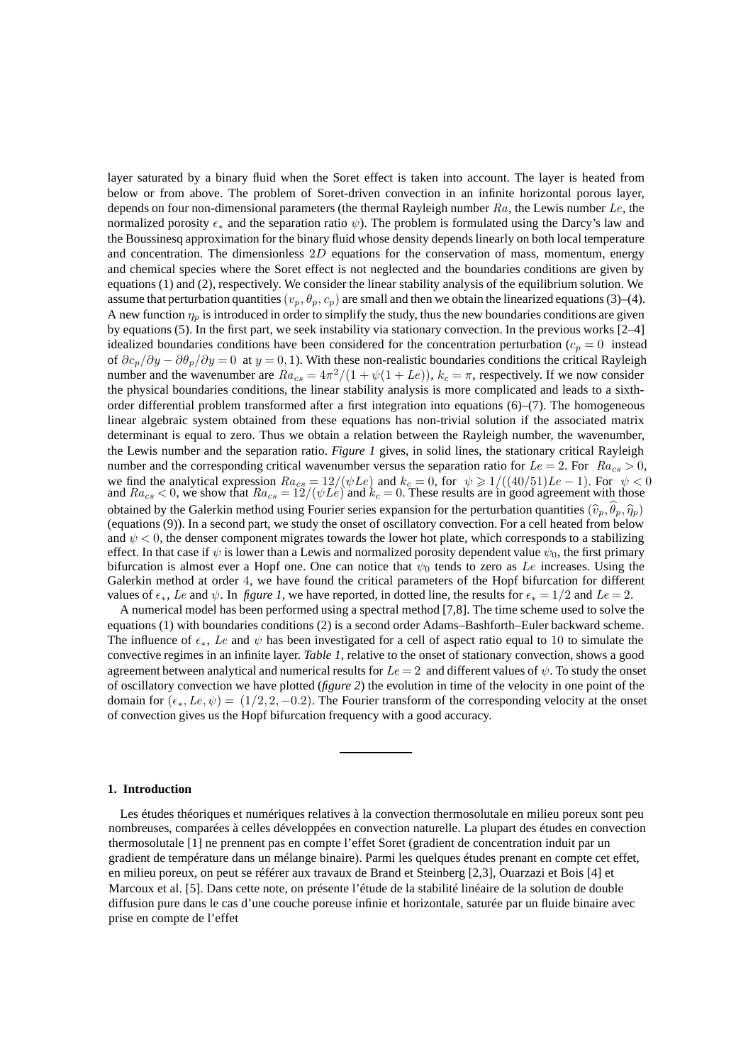layer saturated by a binary fluid when the Soret effect is taken into account. The layer is heated from below or from above. The problem of Soret-driven convection in an infinite horizontal porous layer, depends on four non-dimensional parameters (the thermal Rayleigh number $Ra$, the Lewis number $Le$, the normalized porosity $\epsilon_*$ and the separation ratio $\psi$). The problem is formulated using the Darcy's law and the Boussinesq approximation for the binary fluid whose density depends linearly on both local temperature and concentration. The dimensionless $2D$ equations for the conservation of mass, momentum, energy and chemical species where the Soret effect is not neglected and the boundaries conditions are given by equations (1) and (2), respectively. We consider the linear stability analysis of the equilibrium solution. We assume that perturbation quantities $(v_p, \theta_p, c_p)$ are small and then we obtain the linearized equations (3)–(4). A new function $\eta_p$ is introduced in order to simplify the study, thus the new boundaries conditions are given by equations (5). In the first part, we seek instability via stationary convection. In the previous works [2–4] idealized boundaries conditions have been considered for the concentration perturbation ($c_p = 0$ instead of $\partial c_p/\partial y - \partial \theta_p/\partial y = 0$ at $y = 0, 1$). With these non-realistic boundaries conditions the critical Rayleigh number and the wavenumber are $Ra_{cs} = 4\pi^2/(1 + \psi(1 + Le))$, $k_c = \pi$, respectively. If we now consider the physical boundaries conditions, the linear stability analysis is more complicated and leads to a sixth-order differential problem transformed after a first integration into equations (6)–(7). The homogeneous linear algebraic system obtained from these equations has non-trivial solution if the associated matrix determinant is equal to zero. Thus we obtain a relation between the Rayleigh number, the wavenumber, the Lewis number and the separation ratio. *Figure 1* gives, in solid lines, the stationary critical Rayleigh number and the corresponding critical wavenumber versus the separation ratio for $Le = 2$. For $Ra_{cs} > 0$, we find the analytical expression $Ra_{cs} = 12/(\psi Le)$ and $k_c = 0$, for $\psi \geqslant 1/((40/51)Le - 1)$. For $\psi < 0$ and $Ra_{cs} < 0$, we show that $Ra_{cs} = 12/(\psi Le)$ and $k_c = 0$. These results are in good agreement with those obtained by the Galerkin method using Fourier series expansion for the perturbation quantities $(\widehat{v}_p, \widehat{\theta}_p, \widehat{\eta}_p)$ (equations (9)). In a second part, we study the onset of oscillatory convection. For a cell heated from below and $\psi < 0$, the denser component migrates towards the lower hot plate, which corresponds to a stabilizing effect. In that case if $\psi$ is lower than a Lewis and normalized porosity dependent value $\psi_0$, the first primary bifurcation is almost ever a Hopf one. One can notice that $\psi_0$ tends to zero as $Le$ increases. Using the Galerkin method at order 4, we have found the critical parameters of the Hopf bifurcation for different values of $\epsilon_*$, $Le$ and $\psi$. In *figure 1*, we have reported, in dotted line, the results for $\epsilon_* = 1/2$ and $Le = 2$.

A numerical model has been performed using a spectral method [7,8]. The time scheme used to solve the equations (1) with boundaries conditions (2) is a second order Adams–Bashforth–Euler backward scheme. The influence of $\epsilon_*$, $Le$ and $\psi$ has been investigated for a cell of aspect ratio equal to 10 to simulate the convective regimes in an infinite layer. *Table 1*, relative to the onset of stationary convection, shows a good agreement between analytical and numerical results for $Le = 2$ and different values of $\psi$. To study the onset of oscillatory convection we have plotted (*figure 2*) the evolution in time of the velocity in one point of the domain for $(\epsilon_*, Le, \psi) = (1/2, 2, -0.2)$. The Fourier transform of the corresponding velocity at the onset of convection gives us the Hopf bifurcation frequency with a good accuracy.

---

## 1. Introduction

Les études théoriques et numériques relatives à la convection thermosolutale en milieu poreux sont peu nombreuses, comparées à celles développées en convection naturelle. La plupart des études en convection thermosolutale [1] ne prennent pas en compte l'effet Soret (gradient de concentration induit par un gradient de température dans un mélange binaire). Parmi les quelques études prenant en compte cet effet, en milieu poreux, on peut se référer aux travaux de Brand et Steinberg [2,3], Ouarzazi et Bois [4] et Marcoux et al. [5]. Dans cette note, on présente l'étude de la stabilité linéaire de la solution de double diffusion pure dans le cas d'une couche poreuse infinie et horizontale, saturée par un fluide binaire avec prise en compte de l'effet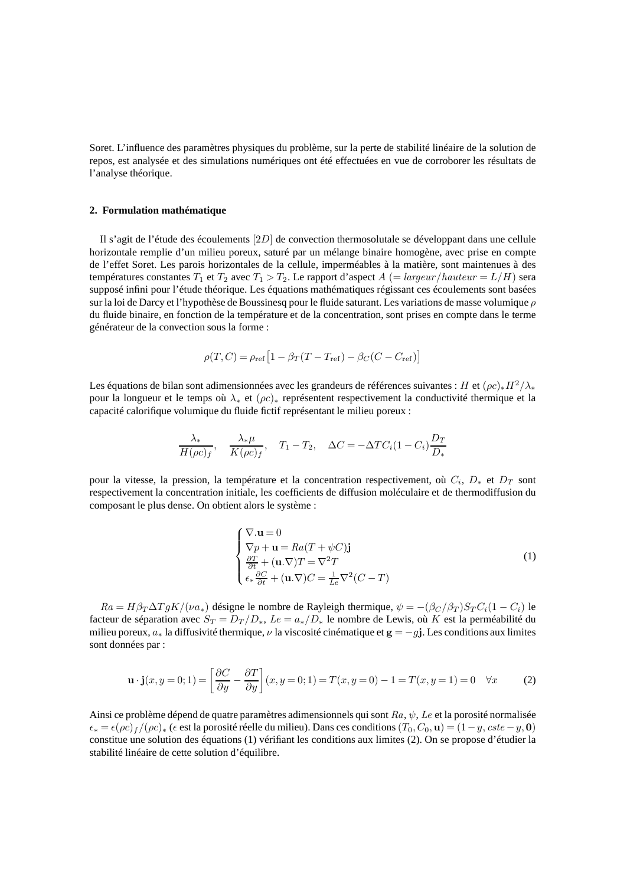Soret. L'influence des paramètres physiques du problème, sur la perte de stabilité linéaire de la solution de repos, est analysée et des simulations numériques ont été effectuées en vue de corroborer les résultats de l'analyse théorique.

## 2. Formulation mathématique

Il s'agit de l'étude des écoulements $[2D]$ de convection thermosolutale se développant dans une cellule horizontale remplie d'un milieu poreux, saturé par un mélange binaire homogène, avec prise en compte de l'effet Soret. Les parois horizontales de la cellule, imperméables à la matière, sont maintenues à des températures constantes $T_1$ et $T_2$ avec $T_1 > T_2$. Le rapport d'aspect $A$ $(= largeur/hauteur = L/H)$ sera supposé infini pour l'étude théorique. Les équations mathématiques régissant ces écoulements sont basées sur la loi de Darcy et l'hypothèse de Boussinesq pour le fluide saturant. Les variations de masse volumique $\rho$ du fluide binaire, en fonction de la température et de la concentration, sont prises en compte dans le terme générateur de la convection sous la forme :

$$\rho(T, C) = \rho_{\text{ref}}\big[1 - \beta_T(T - T_{\text{ref}}) - \beta_C(C - C_{\text{ref}})\big]$$

Les équations de bilan sont adimensionnées avec les grandeurs de références suivantes : $H$ et $(\rho c)_* H^2/\lambda_*$ pour la longueur et le temps où $\lambda_*$ et $(\rho c)_*$ représentent respectivement la conductivité thermique et la capacité calorifique volumique du fluide fictif représentant le milieu poreux :

$$\frac{\lambda_*}{H(\rho c)_f}, \quad \frac{\lambda_* \mu}{K(\rho c)_f}, \quad T_1 - T_2, \quad \Delta C = -\Delta T C_i(1 - C_i)\frac{D_T}{D_*}$$

pour la vitesse, la pression, la température et la concentration respectivement, où $C_i$, $D_*$ et $D_T$ sont respectivement la concentration initiale, les coefficients de diffusion moléculaire et de thermodiffusion du composant le plus dense. On obtient alors le système :

$$\begin{cases} \nabla.\mathbf{u} = 0 \\ \nabla p + \mathbf{u} = Ra(T + \psi C)\mathbf{j} \\ \frac{\partial T}{\partial t} + (\mathbf{u}.\nabla)T = \nabla^2 T \\ \epsilon_* \frac{\partial C}{\partial t} + (\mathbf{u}.\nabla)C = \frac{1}{Le}\nabla^2(C - T) \end{cases} \tag{1}$$

$Ra = H\beta_T \Delta T g K/(\nu a_*)$ désigne le nombre de Rayleigh thermique, $\psi = -(\beta_C/\beta_T)S_T C_i(1 - C_i)$ le facteur de séparation avec $S_T = D_T/D_*$, $Le = a_*/D_*$ le nombre de Lewis, où $K$ est la perméabilité du milieu poreux, $a_*$ la diffusivité thermique, $\nu$ la viscosité cinématique et $\mathbf{g} = -g\mathbf{j}$. Les conditions aux limites sont données par :

$$\mathbf{u} \cdot \mathbf{j}(x, y = 0; 1) = \left[\frac{\partial C}{\partial y} - \frac{\partial T}{\partial y}\right](x, y = 0; 1) = T(x, y = 0) - 1 = T(x, y = 1) = 0 \quad \forall x \tag{2}$$

Ainsi ce problème dépend de quatre paramètres adimensionnels qui sont $Ra$, $\psi$, $Le$ et la porosité normalisée $\epsilon_* = \epsilon(\rho c)_f/(\rho c)_*$ ($\epsilon$ est la porosité réelle du milieu). Dans ces conditions $(T_0, C_0, \mathbf{u}) = (1 - y, cste - y, \mathbf{0})$ constitue une solution des équations (1) vérifiant les conditions aux limites (2). On se propose d'étudier la stabilité linéaire de cette solution d'équilibre.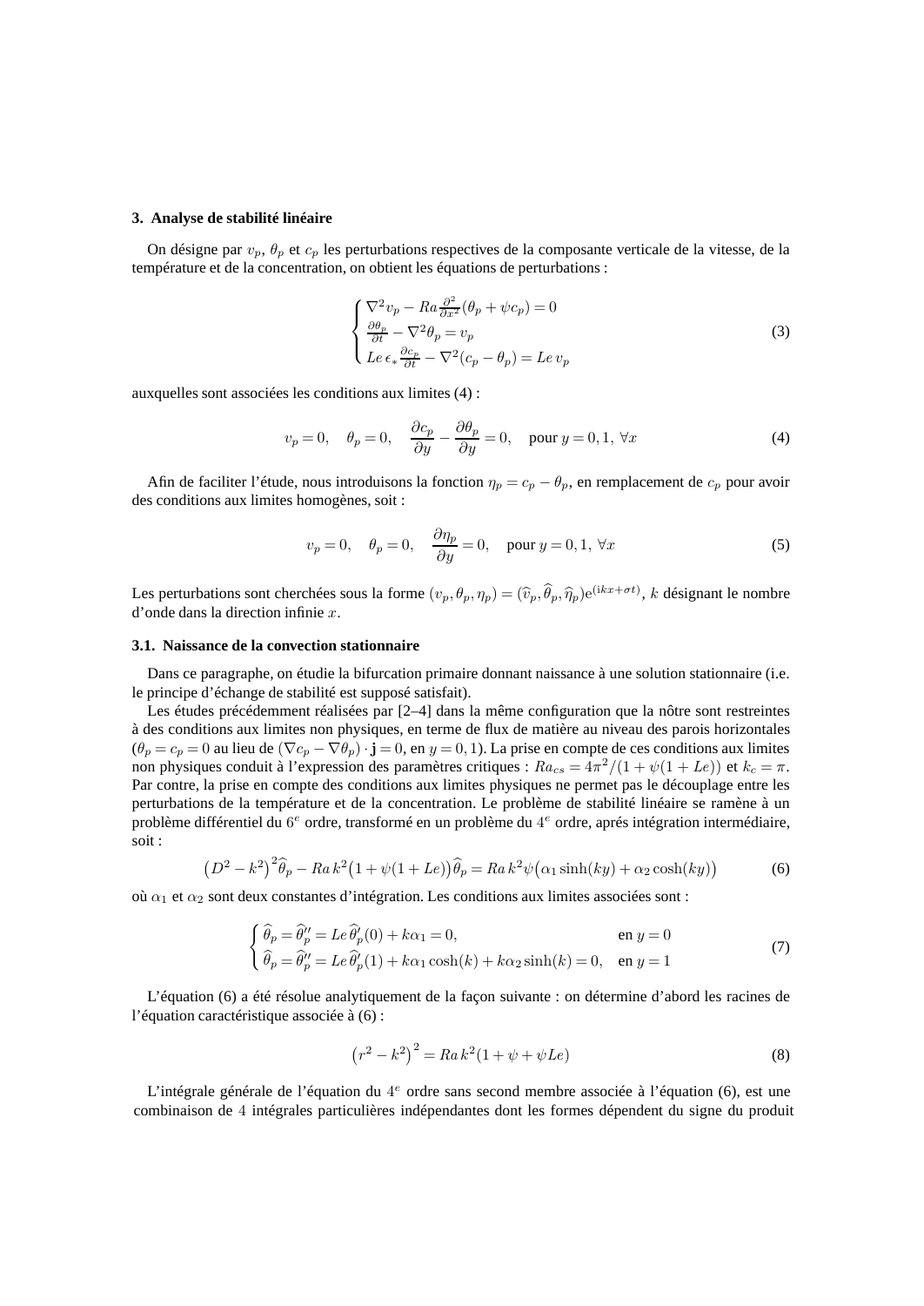## 3. Analyse de stabilité linéaire

On désigne par $v_p$, $\theta_p$ et $c_p$ les perturbations respectives de la composante verticale de la vitesse, de la température et de la concentration, on obtient les équations de perturbations :

$$\begin{cases} \nabla^2 v_p - Ra\frac{\partial^2}{\partial x^2}(\theta_p + \psi c_p) = 0 \\ \frac{\partial \theta_p}{\partial t} - \nabla^2 \theta_p = v_p \\ Le\, \epsilon_* \frac{\partial c_p}{\partial t} - \nabla^2 (c_p - \theta_p) = Le\, v_p \end{cases} \tag{3}$$

auxquelles sont associées les conditions aux limites (4) :

$$v_p = 0, \quad \theta_p = 0, \quad \frac{\partial c_p}{\partial y} - \frac{\partial \theta_p}{\partial y} = 0, \quad \text{pour } y = 0, 1,\ \forall x \tag{4}$$

Afin de faciliter l'étude, nous introduisons la fonction $\eta_p = c_p - \theta_p$, en remplacement de $c_p$ pour avoir des conditions aux limites homogènes, soit :

$$v_p = 0, \quad \theta_p = 0, \quad \frac{\partial \eta_p}{\partial y} = 0, \quad \text{pour } y = 0, 1,\ \forall x \tag{5}$$

Les perturbations sont cherchées sous la forme $(v_p, \theta_p, \eta_p) = (\widehat{v}_p, \widehat{\theta}_p, \widehat{\eta}_p)\mathrm{e}^{(\mathrm{i}kx + \sigma t)}$, $k$ désignant le nombre d'onde dans la direction infinie $x$.

### 3.1. Naissance de la convection stationnaire

Dans ce paragraphe, on étudie la bifurcation primaire donnant naissance à une solution stationnaire (i.e. le principe d'échange de stabilité est supposé satisfait).

Les études précédemment réalisées par [2–4] dans la même configuration que la nôtre sont restreintes à des conditions aux limites non physiques, en terme de flux de matière au niveau des parois horizontales ($\theta_p = c_p = 0$ au lieu de $(\nabla c_p - \nabla \theta_p) \cdot \mathbf{j} = 0$, en $y = 0, 1$). La prise en compte de ces conditions aux limites non physiques conduit à l'expression des paramètres critiques : $Ra_{cs} = 4\pi^2/(1 + \psi(1 + Le))$ et $k_c = \pi$. Par contre, la prise en compte des conditions aux limites physiques ne permet pas le découplage entre les perturbations de la température et de la concentration. Le problème de stabilité linéaire se ramène à un problème différentiel du $6^e$ ordre, transformé en un problème du $4^e$ ordre, aprés intégration intermédiaire, soit :

$$\left(D^2 - k^2\right)^2 \widehat{\theta}_p - Ra\, k^2\big(1 + \psi(1 + Le)\big)\widehat{\theta}_p = Ra\, k^2 \psi\big(\alpha_1 \sinh(ky) + \alpha_2 \cosh(ky)\big) \tag{6}$$

où $\alpha_1$ et $\alpha_2$ sont deux constantes d'intégration. Les conditions aux limites associées sont :

$$\begin{cases} \widehat{\theta}_p = \widehat{\theta}''_p = Le\, \widehat{\theta}'_p(0) + k\alpha_1 = 0, & \text{en } y = 0 \\ \widehat{\theta}_p = \widehat{\theta}''_p = Le\, \widehat{\theta}'_p(1) + k\alpha_1 \cosh(k) + k\alpha_2 \sinh(k) = 0, & \text{en } y = 1 \end{cases} \tag{7}$$

L'équation (6) a été résolue analytiquement de la façon suivante : on détermine d'abord les racines de l'équation caractéristique associée à (6) :

$$\left(r^2 - k^2\right)^2 = Ra\, k^2 (1 + \psi + \psi Le) \tag{8}$$

L'intégrale générale de l'équation du $4^e$ ordre sans second membre associée à l'équation (6), est une combinaison de $4$ intégrales particulières indépendantes dont les formes dépendent du signe du produit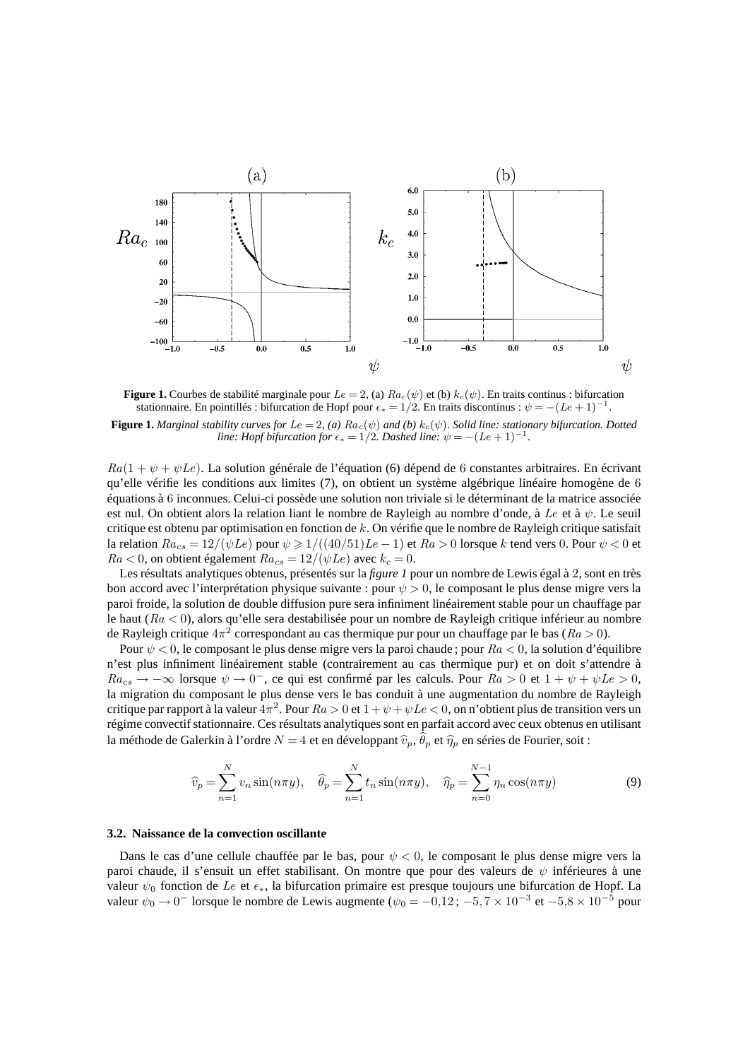**Figure 1.** Courbes de stabilité marginale pour $Le = 2$, (a) $Ra_c(\psi)$ et (b) $k_c(\psi)$. En traits continus : bifurcation stationnaire. En pointillés : bifurcation de Hopf pour $\epsilon_* = 1/2$. En traits discontinus : $\psi = -(Le+1)^{-1}$.

***Figure 1.** Marginal stability curves for $Le = 2$, (a) $Ra_c(\psi)$ and (b) $k_c(\psi)$. Solid line: stationary bifurcation. Dotted line: Hopf bifurcation for $\epsilon_* = 1/2$. Dashed line: $\psi = -(Le+1)^{-1}$.*

$Ra(1 + \psi + \psi Le)$. La solution générale de l'équation (6) dépend de 6 constantes arbitraires. En écrivant qu'elle vérifie les conditions aux limites (7), on obtient un système algébrique linéaire homogène de 6 équations à 6 inconnues. Celui-ci possède une solution non triviale si le déterminant de la matrice associée est nul. On obtient alors la relation liant le nombre de Rayleigh au nombre d'onde, à $Le$ et à $\psi$. Le seuil critique est obtenu par optimisation en fonction de $k$. On vérifie que le nombre de Rayleigh critique satisfait la relation $Ra_{cs} = 12/(\psi Le)$ pour $\psi \geqslant 1/((40/51)Le - 1)$ et $Ra > 0$ lorsque $k$ tend vers 0. Pour $\psi < 0$ et $Ra < 0$, on obtient également $Ra_{cs} = 12/(\psi Le)$ avec $k_c = 0$.

Les résultats analytiques obtenus, présentés sur la *figure 1* pour un nombre de Lewis égal à 2, sont en très bon accord avec l'interprétation physique suivante : pour $\psi > 0$, le composant le plus dense migre vers la paroi froide, la solution de double diffusion pure sera infiniment linéairement stable pour un chauffage par le haut ($Ra < 0$), alors qu'elle sera destabilisée pour un nombre de Rayleigh critique inférieur au nombre de Rayleigh critique $4\pi^2$ correspondant au cas thermique pur pour un chauffage par le bas ($Ra > 0$).

Pour $\psi < 0$, le composant le plus dense migre vers la paroi chaude ; pour $Ra < 0$, la solution d'équilibre n'est plus infiniment linéairement stable (contrairement au cas thermique pur) et on doit s'attendre à $Ra_{cs} \to -\infty$ lorsque $\psi \to 0^-$, ce qui est confirmé par les calculs. Pour $Ra > 0$ et $1 + \psi + \psi Le > 0$, la migration du composant le plus dense vers le bas conduit à une augmentation du nombre de Rayleigh critique par rapport à la valeur $4\pi^2$. Pour $Ra > 0$ et $1 + \psi + \psi Le < 0$, on n'obtient plus de transition vers un régime convectif stationnaire. Ces résultats analytiques sont en parfait accord avec ceux obtenus en utilisant la méthode de Galerkin à l'ordre $N = 4$ et en développant $\widehat{v}_p$, $\widehat{\theta}_p$ et $\widehat{\eta}_p$ en séries de Fourier, soit :

$$\widehat{v}_p = \sum_{n=1}^{N} v_n \sin(n\pi y), \quad \widehat{\theta}_p = \sum_{n=1}^{N} t_n \sin(n\pi y), \quad \widehat{\eta}_p = \sum_{n=0}^{N-1} \eta_n \cos(n\pi y) \tag{9}$$

### 3.2. Naissance de la convection oscillante

Dans le cas d'une cellule chauffée par le bas, pour $\psi < 0$, le composant le plus dense migre vers la paroi chaude, il s'ensuit un effet stabilisant. On montre que pour des valeurs de $\psi$ inférieures à une valeur $\psi_0$ fonction de $Le$ et $\epsilon_*$, la bifurcation primaire est presque toujours une bifurcation de Hopf. La valeur $\psi_0 \to 0^-$ lorsque le nombre de Lewis augmente ($\psi_0 = -0{,}12$ ; $-5,7 \times 10^{-3}$ et $-5{,}8 \times 10^{-5}$ pour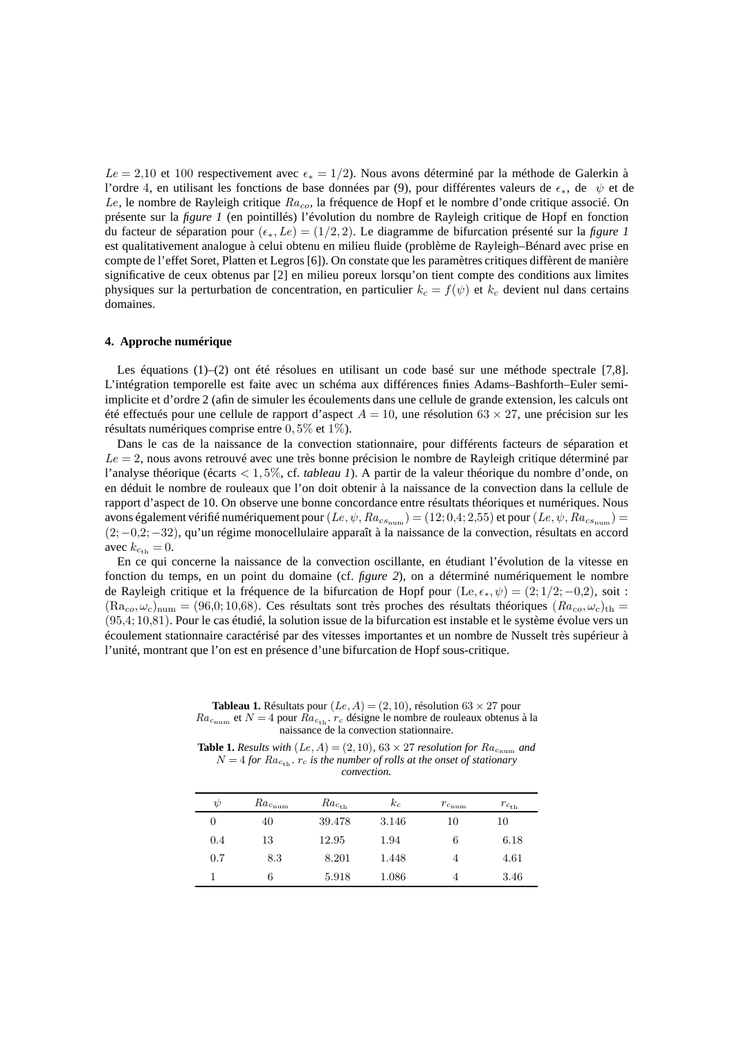$Le = 2{,}10$ et $100$ respectivement avec $\epsilon_* = 1/2$). Nous avons déterminé par la méthode de Galerkin à l'ordre $4$, en utilisant les fonctions de base données par (9), pour différentes valeurs de $\epsilon_*$, de $\psi$ et de $Le$, le nombre de Rayleigh critique $Ra_{co}$, la fréquence de Hopf et le nombre d'onde critique associé. On présente sur la ***figure 1*** (en pointillés) l'évolution du nombre de Rayleigh critique de Hopf en fonction du facteur de séparation pour $(\epsilon_*, Le) = (1/2, 2)$. Le diagramme de bifurcation présenté sur la ***figure 1*** est qualitativement analogue à celui obtenu en milieu fluide (problème de Rayleigh–Bénard avec prise en compte de l'effet Soret, Platten et Legros [6]). On constate que les paramètres critiques diffèrent de manière significative de ceux obtenus par [2] en milieu poreux lorsqu'on tient compte des conditions aux limites physiques sur la perturbation de concentration, en particulier $k_c = f(\psi)$ et $k_c$ devient nul dans certains domaines.

## 4. Approche numérique

Les équations (1)–(2) ont été résolues en utilisant un code basé sur une méthode spectrale [7,8]. L'intégration temporelle est faite avec un schéma aux différences finies Adams–Bashforth–Euler semi-implicite et d'ordre 2 (afin de simuler les écoulements dans une cellule de grande extension, les calculs ont été effectués pour une cellule de rapport d'aspect $A = 10$, une résolution $63 \times 27$, une précision sur les résultats numériques comprise entre $0,5\%$ et $1\%$).

Dans le cas de la naissance de la convection stationnaire, pour différents facteurs de séparation et $Le = 2$, nous avons retrouvé avec une très bonne précision le nombre de Rayleigh critique déterminé par l'analyse théorique (écarts $< 1,5\%$, cf. ***tableau 1***). A partir de la valeur théorique du nombre d'onde, on en déduit le nombre de rouleaux que l'on doit obtenir à la naissance de la convection dans la cellule de rapport d'aspect de 10. On observe une bonne concordance entre résultats théoriques et numériques. Nous avons également vérifié numériquement pour $(Le, \psi, Ra_{cs_{\mathrm{num}}}) = (12; 0{,}4; 2{,}55)$ et pour $(Le, \psi, Ra_{cs_{\mathrm{num}}}) = (2; -0{,}2; -32)$, qu'un régime monocellulaire apparaît à la naissance de la convection, résultats en accord avec $k_{c_{\mathrm{th}}} = 0$.

En ce qui concerne la naissance de la convection oscillante, en étudiant l'évolution de la vitesse en fonction du temps, en un point du domaine (cf. ***figure 2***), on a déterminé numériquement le nombre de Rayleigh critique et la fréquence de la bifurcation de Hopf pour $(\mathrm{Le}, \epsilon_*, \psi) = (2; 1/2; -0{,}2)$, soit : $(\mathrm{Ra}_{co}, \omega_c)_{\mathrm{num}} = (96{,}0; 10{,}68)$. Ces résultats sont très proches des résultats théoriques $(Ra_{co}, \omega_c)_{\mathrm{th}} = (95{,}4; 10{,}81)$. Pour le cas étudié, la solution issue de la bifurcation est instable et le système évolue vers un écoulement stationnaire caractérisé par des vitesses importantes et un nombre de Nusselt très supérieur à l'unité, montrant que l'on est en présence d'une bifurcation de Hopf sous-critique.

**Tableau 1.** Résultats pour $(Le, A) = (2, 10)$, résolution $63 \times 27$ pour $Ra_{c_{\mathrm{num}}}$ et $N = 4$ pour $Ra_{c_{\mathrm{th}}}$. $r_c$ désigne le nombre de rouleaux obtenus à la naissance de la convection stationnaire.

***Table 1.*** *Results with $(Le, A) = (2, 10)$, $63 \times 27$ resolution for $Ra_{c_{\mathrm{num}}}$ and $N = 4$ for $Ra_{c_{\mathrm{th}}}$. $r_c$ is the number of rolls at the onset of stationary convection.*

| $\psi$ | $Ra_{c_{\mathrm{num}}}$ | $Ra_{c_{\mathrm{th}}}$ | $k_c$ | $r_{c_{\mathrm{num}}}$ | $r_{c_{\mathrm{th}}}$ |
|---|---|---|---|---|---|
| 0 | 40 | 39.478 | 3.146 | 10 | 10 |
| 0.4 | 13 | 12.95 | 1.94 | 6 | 6.18 |
| 0.7 | 8.3 | 8.201 | 1.448 | 4 | 4.61 |
| 1 | 6 | 5.918 | 1.086 | 4 | 3.46 |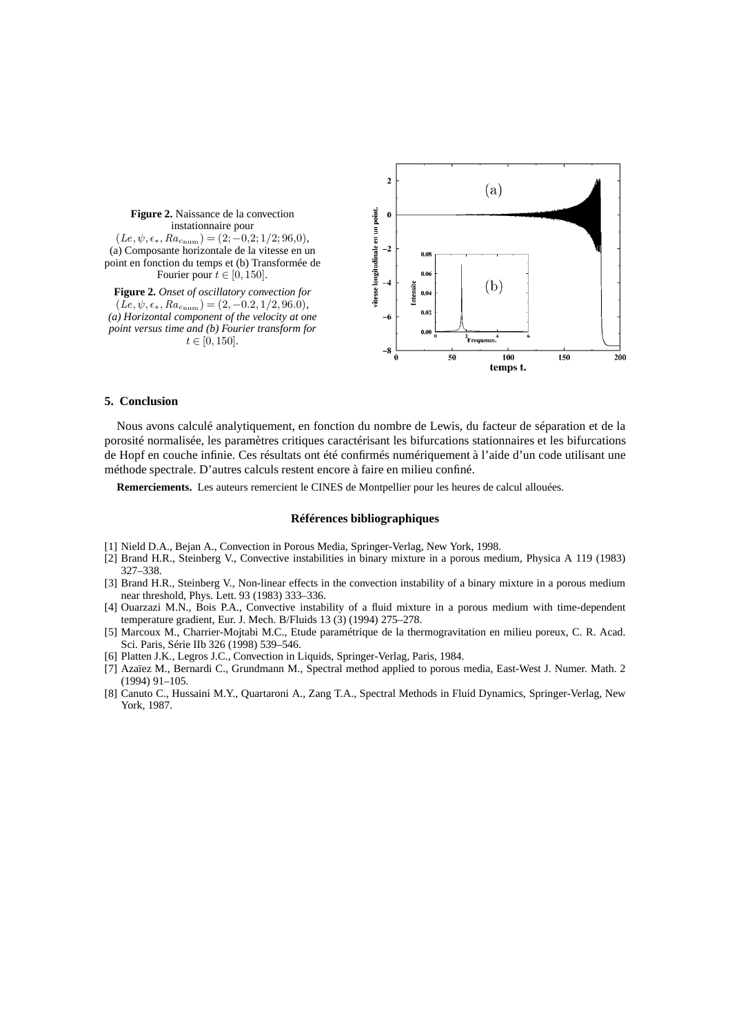**Figure 2.** Naissance de la convection instationnaire pour $(Le, \psi, \epsilon_*, Ra_{c_{\mathrm{num}}}) = (2; -0{,}2; 1/2; 96{,}0)$, (a) Composante horizontale de la vitesse en un point en fonction du temps et (b) Transformée de Fourier pour $t \in [0, 150]$.

**Figure 2.** *Onset of oscillatory convection for* $(Le, \psi, \epsilon_*, Ra_{c_{\mathrm{num}}}) = (2, -0.2, 1/2, 96.0)$, *(a) Horizontal component of the velocity at one point versus time and (b) Fourier transform for* $t \in [0, 150]$.

(a)
(b)
vitesse longitudinale en un point.
temps t.
Intensite
Frequence.
2
0
−2
−4
−6
−8
0
50
100
150
200
0.08
0.06
0.04
0.02
0.00
0
2
4
6

## 5. Conclusion

Nous avons calculé analytiquement, en fonction du nombre de Lewis, du facteur de séparation et de la porosité normalisée, les paramètres critiques caractérisant les bifurcations stationnaires et les bifurcations de Hopf en couche infinie. Ces résultats ont été confirmés numériquement à l'aide d'un code utilisant une méthode spectrale. D'autres calculs restent encore à faire en milieu confiné.

**Remerciements.** Les auteurs remercient le CINES de Montpellier pour les heures de calcul allouées.

### Références bibliographiques

[1] Nield D.A., Bejan A., Convection in Porous Media, Springer-Verlag, New York, 1998.

[2] Brand H.R., Steinberg V., Convective instabilities in binary mixture in a porous medium, Physica A 119 (1983) 327–338.

[3] Brand H.R., Steinberg V., Non-linear effects in the convection instability of a binary mixture in a porous medium near threshold, Phys. Lett. 93 (1983) 333–336.

[4] Ouarzazi M.N., Bois P.A., Convective instability of a fluid mixture in a porous medium with time-dependent temperature gradient, Eur. J. Mech. B/Fluids 13 (3) (1994) 275–278.

[5] Marcoux M., Charrier-Mojtabi M.C., Etude paramétrique de la thermogravitation en milieu poreux, C. R. Acad. Sci. Paris, Série IIb 326 (1998) 539–546.

[6] Platten J.K., Legros J.C., Convection in Liquids, Springer-Verlag, Paris, 1984.

[7] Azaïez M., Bernardi C., Grundmann M., Spectral method applied to porous media, East-West J. Numer. Math. 2 (1994) 91–105.

[8] Canuto C., Hussaini M.Y., Quartaroni A., Zang T.A., Spectral Methods in Fluid Dynamics, Springer-Verlag, New York, 1987.